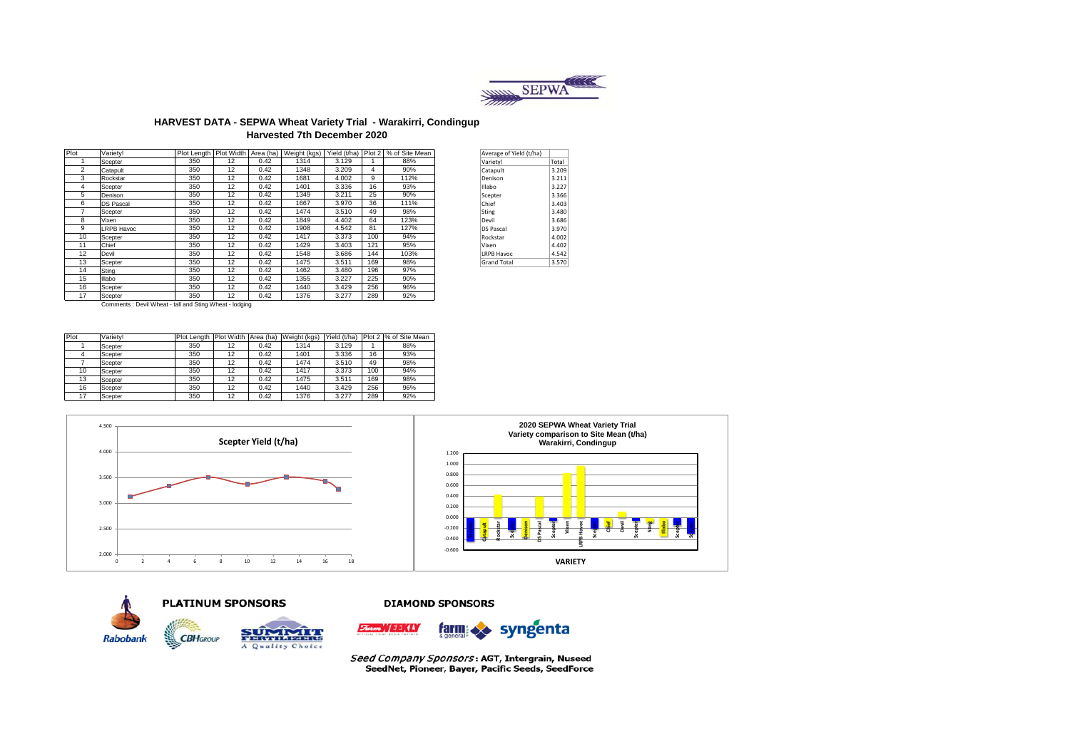SEPWA

## HARVEST DATA - SEPWA Wheat Variety Trial - Warakirri, Condingup
### Harvested 7th December 2020

| Plot | Variety! | Plot Length | Plot Width | Area (ha) | Weight (kgs) | Yield (t/ha) | Plot 2 | % of Site Mean |
|---|---|---|---|---|---|---|---|---|
| 1 | Scepter | 350 | 12 | 0.42 | 1314 | 3.129 | 1 | 88% |
| 2 | Catapult | 350 | 12 | 0.42 | 1348 | 3.209 | 4 | 90% |
| 3 | Rockstar | 350 | 12 | 0.42 | 1681 | 4.002 | 9 | 112% |
| 4 | Scepter | 350 | 12 | 0.42 | 1401 | 3.336 | 16 | 93% |
| 5 | Denison | 350 | 12 | 0.42 | 1349 | 3.211 | 25 | 90% |
| 6 | DS Pascal | 350 | 12 | 0.42 | 1667 | 3.970 | 36 | 111% |
| 7 | Scepter | 350 | 12 | 0.42 | 1474 | 3.510 | 49 | 98% |
| 8 | Vixen | 350 | 12 | 0.42 | 1849 | 4.402 | 64 | 123% |
| 9 | LRPB Havoc | 350 | 12 | 0.42 | 1908 | 4.542 | 81 | 127% |
| 10 | Scepter | 350 | 12 | 0.42 | 1417 | 3.373 | 100 | 94% |
| 11 | Chief | 350 | 12 | 0.42 | 1429 | 3.403 | 121 | 95% |
| 12 | Devil | 350 | 12 | 0.42 | 1548 | 3.686 | 144 | 103% |
| 13 | Scepter | 350 | 12 | 0.42 | 1475 | 3.511 | 169 | 98% |
| 14 | Sting | 350 | 12 | 0.42 | 1462 | 3.480 | 196 | 97% |
| 15 | Illabo | 350 | 12 | 0.42 | 1355 | 3.227 | 225 | 90% |
| 16 | Scepter | 350 | 12 | 0.42 | 1440 | 3.429 | 256 | 96% |
| 17 | Scepter | 350 | 12 | 0.42 | 1376 | 3.277 | 289 | 92% |

Comments : Devil Wheat - tall and Sting Wheat - lodging

| Average of Yield (t/ha) | |
|---|---|
| Variety! | Total |
| Catapult | 3.209 |
| Denison | 3.211 |
| Illabo | 3.227 |
| Scepter | 3.366 |
| Chief | 3.403 |
| Sting | 3.480 |
| Devil | 3.686 |
| DS Pascal | 3.970 |
| Rockstar | 4.002 |
| Vixen | 4.402 |
| LRPB Havoc | 4.542 |
| Grand Total | 3.570 |

| Plot | Variety! | Plot Length | Plot Width | Area (ha) | Weight (kgs) | Yield (t/ha) | Plot 2 | % of Site Mean |
|---|---|---|---|---|---|---|---|---|
| 1 | Scepter | 350 | 12 | 0.42 | 1314 | 3.129 | 1 | 88% |
| 4 | Scepter | 350 | 12 | 0.42 | 1401 | 3.336 | 16 | 93% |
| 7 | Scepter | 350 | 12 | 0.42 | 1474 | 3.510 | 49 | 98% |
| 10 | Scepter | 350 | 12 | 0.42 | 1417 | 3.373 | 100 | 94% |
| 13 | Scepter | 350 | 12 | 0.42 | 1475 | 3.511 | 169 | 98% |
| 16 | Scepter | 350 | 12 | 0.42 | 1440 | 3.429 | 256 | 96% |
| 17 | Scepter | 350 | 12 | 0.42 | 1376 | 3.277 | 289 | 92% |

**Scepter Yield (t/ha)**

**2020 SEPWA Wheat Variety Trial**
**Variety comparison to Site Mean (t/ha)**
**Warakirri, Condingup**

**VARIETY**

**PLATINUM SPONSORS**

Rabobank, CBH Group, Summit Fertilizers – A Quality Choice

**DIAMOND SPONSORS**

Farm Weekly, farm & general, syngenta

*Seed Company Sponsors*: **AGT, Intergrain, Nuseed, SeedNet, Pioneer, Bayer, Pacific Seeds, SeedForce**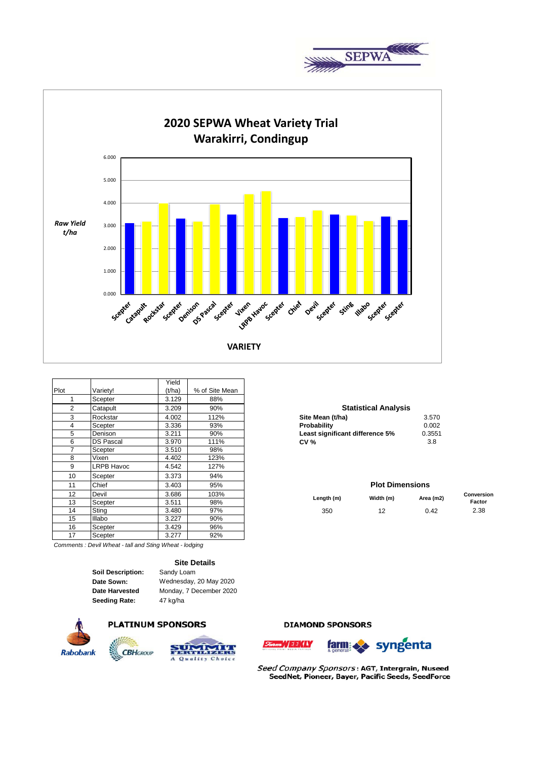SEPWA

# 2020 SEPWA Wheat Variety Trial
## Warakirri, Condingup

Raw Yield t/ha

VARIETY

| Plot | Variety! | Yield (t/ha) | % of Site Mean |
|---|---|---|---|
| 1 | Scepter | 3.129 | 88% |
| 2 | Catapult | 3.209 | 90% |
| 3 | Rockstar | 4.002 | 112% |
| 4 | Scepter | 3.336 | 93% |
| 5 | Denison | 3.211 | 90% |
| 6 | DS Pascal | 3.970 | 111% |
| 7 | Scepter | 3.510 | 98% |
| 8 | Vixen | 4.402 | 123% |
| 9 | LRPB Havoc | 4.542 | 127% |
| 10 | Scepter | 3.373 | 94% |
| 11 | Chief | 3.403 | 95% |
| 12 | Devil | 3.686 | 103% |
| 13 | Scepter | 3.511 | 98% |
| 14 | Sting | 3.480 | 97% |
| 15 | Illabo | 3.227 | 90% |
| 16 | Scepter | 3.429 | 96% |
| 17 | Scepter | 3.277 | 92% |

*Comments : Devil Wheat - tall and Sting Wheat - lodging*

### Statistical Analysis

| | |
|---|---|
| **Site Mean (t/ha)** | 3.570 |
| **Probability** | 0.002 |
| **Least significant difference 5%** | 0.3551 |
| **CV %** | 3.8 |

### Plot Dimensions

| Length (m) | Width (m) | Area (m2) | Conversion Factor |
|---|---|---|---|
| 350 | 12 | 0.42 | 2.38 |

### Site Details

| | |
|---|---|
| **Soil Description:** | Sandy Loam |
| **Date Sown:** | Wednesday, 20 May 2020 |
| **Date Harvested** | Monday, 7 December 2020 |
| **Seeding Rate:** | 47 kg/ha |

**PLATINUM SPONSORS**

Rabobank, CBH Group, Summit Fertilizers – A Quality Choice

**DIAMOND SPONSORS**

Farm Weekly, farm & general, syngenta

*Seed Company Sponsors*: **AGT, Intergrain, Nuseed SeedNet, Pioneer, Bayer, Pacific Seeds, SeedForce**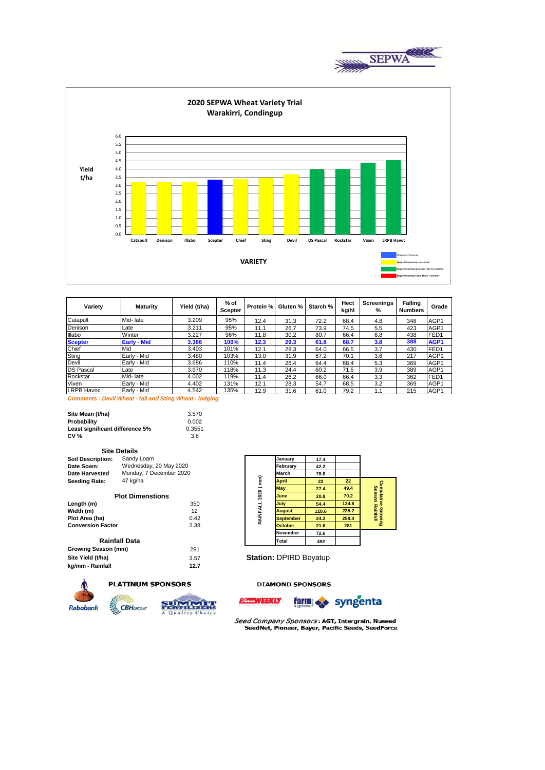SEPWA

## 2020 SEPWA Wheat Variety Trial
### Warakirri, Condingup

Yield t/ha

6.0
5.5
5.0
4.5
4.0
3.5
3.0
2.5
2.0
1.5
1.0
0.5
0.0

Catapult Denison Illabo Scepter Chief Sting Devil DS Pascal Rockstar Vixen LRPB Havoc

VARIETY

Control Variety
Not different to control
Significantly greater than control
Significantly less than control

| Variety | Maturity | Yield (t/ha) | % of Scepter | Protein % | Gluten % | Starch % | Hect kg/hl | Screenings % | Falling Numbers | Grade |
|---|---|---|---|---|---|---|---|---|---|---|
| Catapult | Mid- late | 3.209 | 95% | 12.4 | 31.3 | 72.2 | 68.4 | 4.8 | 348 | AGP1 |
| Denison | Late | 3.211 | 95% | 11.1 | 26.7 | 73.9 | 74.5 | 5.5 | 423 | AGP1 |
| Illabo | Winter | 3.227 | 96% | 11.8 | 30.2 | 80.7 | 66.4 | 6.8 | 438 | FED1 |
| **Scepter** | **Early - Mid** | **3.366** | **100%** | **12.3** | **29.3** | **61.8** | **68.7** | **3.8** | **388** | **AGP1** |
| Chief | Mid | 3.403 | 101% | 12.1 | 28.3 | 64.0 | 66.5 | 3.7 | 430 | FED1 |
| Sting | Early - Mid | 3.480 | 103% | 13.0 | 31.9 | 67.2 | 70.1 | 3.6 | 217 | AGP1 |
| Devil | Early - Mid | 3.686 | 110% | 11.4 | 26.4 | 64.4 | 68.4 | 5.3 | 369 | AGP1 |
| DS Pascal | Late | 3.970 | 118% | 11.3 | 24.4 | 60.2 | 71.5 | 3.9 | 389 | AGP1 |
| Rockstar | Mid- late | 4.002 | 119% | 11.4 | 26.2 | 66.0 | 66.4 | 3.3 | 362 | FED1 |
| Vixen | Early - Mid | 4.402 | 131% | 12.1 | 28.3 | 54.7 | 68.5 | 3.2 | 369 | AGP1 |
| LRPB Havoc | Early - Mid | 4.542 | 135% | 12.9 | 31.6 | 61.0 | 79.2 | 1.1 | 215 | AGP1 |

*Comments : Devil Wheat - tall and Sting Wheat - lodging*

| | |
|---|---|
| **Site Mean (t/ha)** | 3.570 |
| **Probability** | 0.002 |
| **Least significant difference 5%** | 0.3551 |
| **CV %** | 3.8 |

### Site Details

| | |
|---|---|
| **Soil Description:** | Sandy Loam |
| **Date Sown:** | Wednesday, 20 May 2020 |
| **Date Harvested** | Monday, 7 December 2020 |
| **Seeding Rate:** | 47 kg/ha |

### Plot Dimenstions

| | |
|---|---|
| **Length (m)** | 350 |
| **Width (m)** | 12 |
| **Plot Area (ha)** | 0.42 |
| **Conversion Factor** | 2.38 |

### Rainfall Data

| | |
|---|---|
| **Growing Season (mm)** | 281 |
| **Site Yield (t/ha)** | 3.57 |
| **kg/mm - Rainfall** | **12.7** |

RAINFALL 2020 ( mm)

| Month | Rainfall | Cumulative Growing Season Rainfall |
|---|---|---|
| January | 17.4 | |
| February | 42.2 | |
| March | 78.8 | |
| April | 22 | 22 |
| May | 27.4 | 49.4 |
| June | 20.8 | 70.2 |
| July | 54.4 | 124.6 |
| August | 110.6 | 235.2 |
| September | 24.2 | 259.4 |
| October | 21.6 | 281 |
| November | 72.6 | |
| Total | 492 | |

**Station:** DPIRD Boyatup

**PLATINUM SPONSORS**

Rabobank CBH GROUP SUMMIT FERTILIZERS A Quality Choice

**DIAMOND SPONSORS**

Farm WEEKLY farm & general syngenta

*Seed Company Sponsors*: **AGT, Intergrain, Nuseed SeedNet, Pioneer, Bayer, Pacific Seeds, SeedForce**